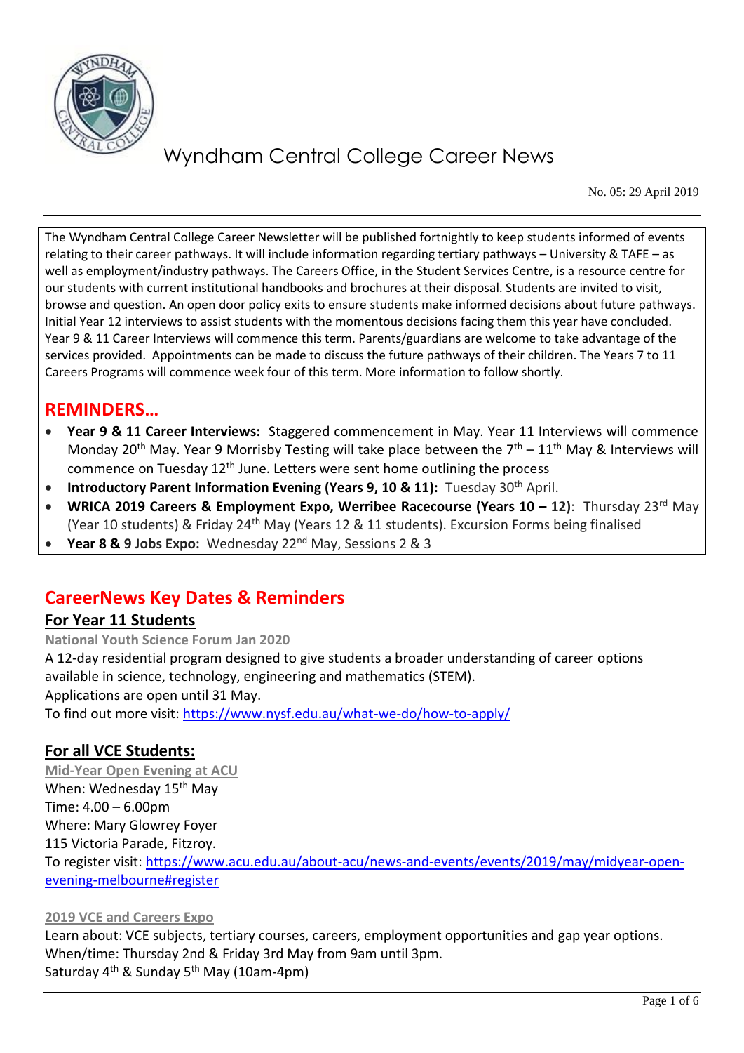# Wyndham Central College Career News

No. 05: 29 April 2019

The Wyndham Central College Career Newsletter will be published fortnightly to keep students informed of events relating to their career pathways. It will include information regarding tertiary pathways – University & TAFE – as well as employment/industry pathways. The Careers Office, in the Student Services Centre, is a resource centre for our students with current institutional handbooks and brochures at their disposal. Students are invited to visit, browse and question. An open door policy exits to ensure students make informed decisions about future pathways. Initial Year 12 interviews to assist students with the momentous decisions facing them this year have concluded. Year 9 & 11 Career Interviews will commence this term. Parents/guardians are welcome to take advantage of the services provided. Appointments can be made to discuss the future pathways of their children. The Years 7 to 11 Careers Programs will commence week four of this term. More information to follow shortly.

## REMINDERS…

- **Year 9 & 11 Career Interviews:** Staggered commencement in May. Year 11 Interviews will commence Monday 20th May. Year 9 Morrisby Testing will take place between the 7th – 11th May & Interviews will commence on Tuesday 12th June. Letters were sent home outlining the process
- **Introductory Parent Information Evening (Years 9, 10 & 11):** Tuesday 30th April.
- **WRICA 2019 Careers & Employment Expo, Werribee Racecourse (Years 10 – 12)**: Thursday 23rd May (Year 10 students) & Friday 24th May (Years 12 & 11 students). Excursion Forms being finalised
- **Year 8 & 9 Jobs Expo:** Wednesday 22nd May, Sessions 2 & 3

## CareerNews Key Dates & Reminders

### For Year 11 Students

**National Youth Science Forum Jan 2020**

A 12-day residential program designed to give students a broader understanding of career options available in science, technology, engineering and mathematics (STEM).
Applications are open until 31 May.
To find out more visit: https://www.nysf.edu.au/what-we-do/how-to-apply/

### For all VCE Students:

**Mid-Year Open Evening at ACU**

When: Wednesday 15th May
Time: 4.00 – 6.00pm
Where: Mary Glowrey Foyer
115 Victoria Parade, Fitzroy.
To register visit: https://www.acu.edu.au/about-acu/news-and-events/events/2019/may/midyear-open-evening-melbourne#register

**2019 VCE and Careers Expo**

Learn about: VCE subjects, tertiary courses, careers, employment opportunities and gap year options.
When/time: Thursday 2nd & Friday 3rd May from 9am until 3pm.
Saturday 4th & Sunday 5th May (10am-4pm)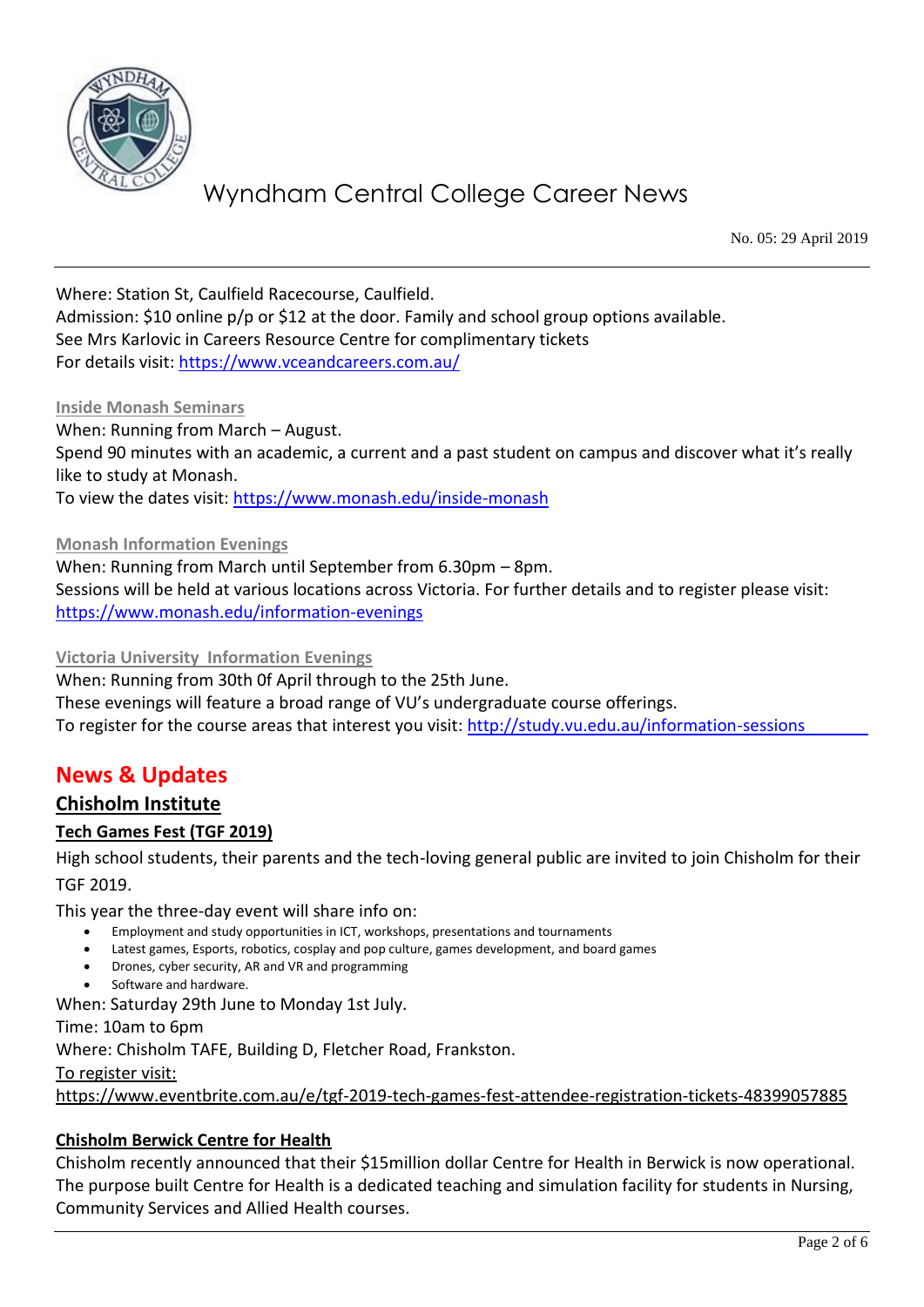Where: Station St, Caulfield Racecourse, Caulfield.
Admission: $10 online p/p or $12 at the door. Family and school group options available.
See Mrs Karlovic in Careers Resource Centre for complimentary tickets
For details visit: https://www.vceandcareers.com.au/

**Inside Monash Seminars**

When: Running from March – August.
Spend 90 minutes with an academic, a current and a past student on campus and discover what it's really like to study at Monash.
To view the dates visit: https://www.monash.edu/inside-monash

**Monash Information Evenings**

When: Running from March until September from 6.30pm – 8pm.
Sessions will be held at various locations across Victoria. For further details and to register please visit: https://www.monash.edu/information-evenings

**Victoria University  Information Evenings**

When: Running from 30th 0f April through to the 25th June.
These evenings will feature a broad range of VU's undergraduate course offerings.
To register for the course areas that interest you visit: http://study.vu.edu.au/information-sessions

## News & Updates

### Chisholm Institute

#### Tech Games Fest (TGF 2019)

High school students, their parents and the tech-loving general public are invited to join Chisholm for their TGF 2019.

This year the three-day event will share info on:

- Employment and study opportunities in ICT, workshops, presentations and tournaments
- Latest games, Esports, robotics, cosplay and pop culture, games development, and board games
- Drones, cyber security, AR and VR and programming
- Software and hardware.

When: Saturday 29th June to Monday 1st July.
Time: 10am to 6pm
Where: Chisholm TAFE, Building D, Fletcher Road, Frankston.
To register visit:
https://www.eventbrite.com.au/e/tgf-2019-tech-games-fest-attendee-registration-tickets-48399057885

#### Chisholm Berwick Centre for Health

Chisholm recently announced that their $15million dollar Centre for Health in Berwick is now operational. The purpose built Centre for Health is a dedicated teaching and simulation facility for students in Nursing, Community Services and Allied Health courses.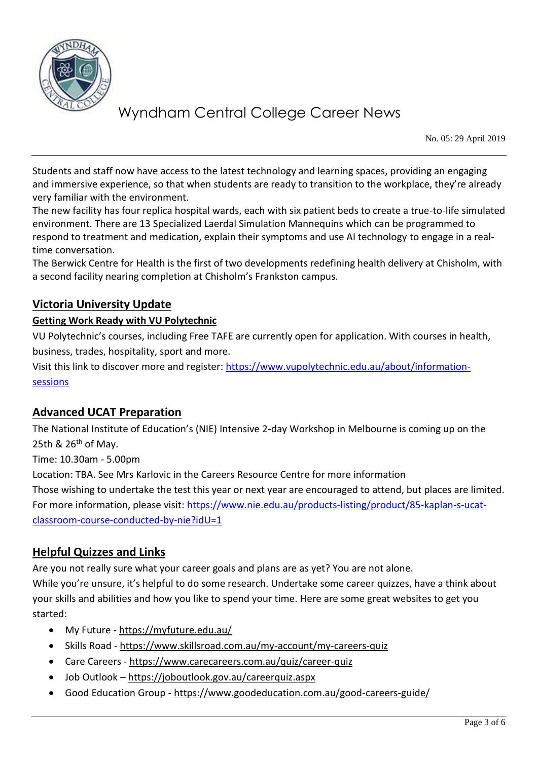Students and staff now have access to the latest technology and learning spaces, providing an engaging and immersive experience, so that when students are ready to transition to the workplace, they're already very familiar with the environment.

The new facility has four replica hospital wards, each with six patient beds to create a true-to-life simulated environment. There are 13 Specialized Laerdal Simulation Mannequins which can be programmed to respond to treatment and medication, explain their symptoms and use AI technology to engage in a real-time conversation.

The Berwick Centre for Health is the first of two developments redefining health delivery at Chisholm, with a second facility nearing completion at Chisholm's Frankston campus.

## Victoria University Update

### Getting Work Ready with VU Polytechnic

VU Polytechnic's courses, including Free TAFE are currently open for application. With courses in health, business, trades, hospitality, sport and more.

Visit this link to discover more and register: https://www.vupolytechnic.edu.au/about/information-sessions

## Advanced UCAT Preparation

The National Institute of Education's (NIE) Intensive 2-day Workshop in Melbourne is coming up on the 25th & 26th of May.

Time: 10.30am - 5.00pm

Location: TBA. See Mrs Karlovic in the Careers Resource Centre for more information

Those wishing to undertake the test this year or next year are encouraged to attend, but places are limited.

For more information, please visit: https://www.nie.edu.au/products-listing/product/85-kaplan-s-ucat-classroom-course-conducted-by-nie?idU=1

## Helpful Quizzes and Links

Are you not really sure what your career goals and plans are as yet? You are not alone.

While you're unsure, it's helpful to do some research. Undertake some career quizzes, have a think about your skills and abilities and how you like to spend your time. Here are some great websites to get you started:

- My Future - https://myfuture.edu.au/
- Skills Road - https://www.skillsroad.com.au/my-account/my-careers-quiz
- Care Careers - https://www.carecareers.com.au/quiz/career-quiz
- Job Outlook – https://joboutlook.gov.au/careerquiz.aspx
- Good Education Group - https://www.goodeducation.com.au/good-careers-guide/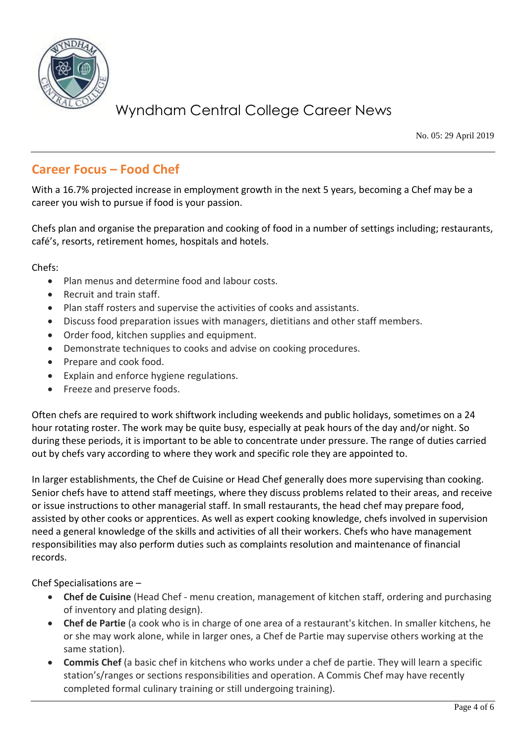## Career Focus – Food Chef

With a 16.7% projected increase in employment growth in the next 5 years, becoming a Chef may be a career you wish to pursue if food is your passion.

Chefs plan and organise the preparation and cooking of food in a number of settings including; restaurants, café's, resorts, retirement homes, hospitals and hotels.

Chefs:

- Plan menus and determine food and labour costs.
- Recruit and train staff.
- Plan staff rosters and supervise the activities of cooks and assistants.
- Discuss food preparation issues with managers, dietitians and other staff members.
- Order food, kitchen supplies and equipment.
- Demonstrate techniques to cooks and advise on cooking procedures.
- Prepare and cook food.
- Explain and enforce hygiene regulations.
- Freeze and preserve foods.

Often chefs are required to work shiftwork including weekends and public holidays, sometimes on a 24 hour rotating roster. The work may be quite busy, especially at peak hours of the day and/or night. So during these periods, it is important to be able to concentrate under pressure. The range of duties carried out by chefs vary according to where they work and specific role they are appointed to.

In larger establishments, the Chef de Cuisine or Head Chef generally does more supervising than cooking. Senior chefs have to attend staff meetings, where they discuss problems related to their areas, and receive or issue instructions to other managerial staff. In small restaurants, the head chef may prepare food, assisted by other cooks or apprentices. As well as expert cooking knowledge, chefs involved in supervision need a general knowledge of the skills and activities of all their workers. Chefs who have management responsibilities may also perform duties such as complaints resolution and maintenance of financial records.

Chef Specialisations are –

- **Chef de Cuisine** (Head Chef - menu creation, management of kitchen staff, ordering and purchasing of inventory and plating design).
- **Chef de Partie** (a cook who is in charge of one area of a restaurant's kitchen. In smaller kitchens, he or she may work alone, while in larger ones, a Chef de Partie may supervise others working at the same station).
- **Commis Chef** (a basic chef in kitchens who works under a chef de partie. They will learn a specific station's/ranges or sections responsibilities and operation. A Commis Chef may have recently completed formal culinary training or still undergoing training).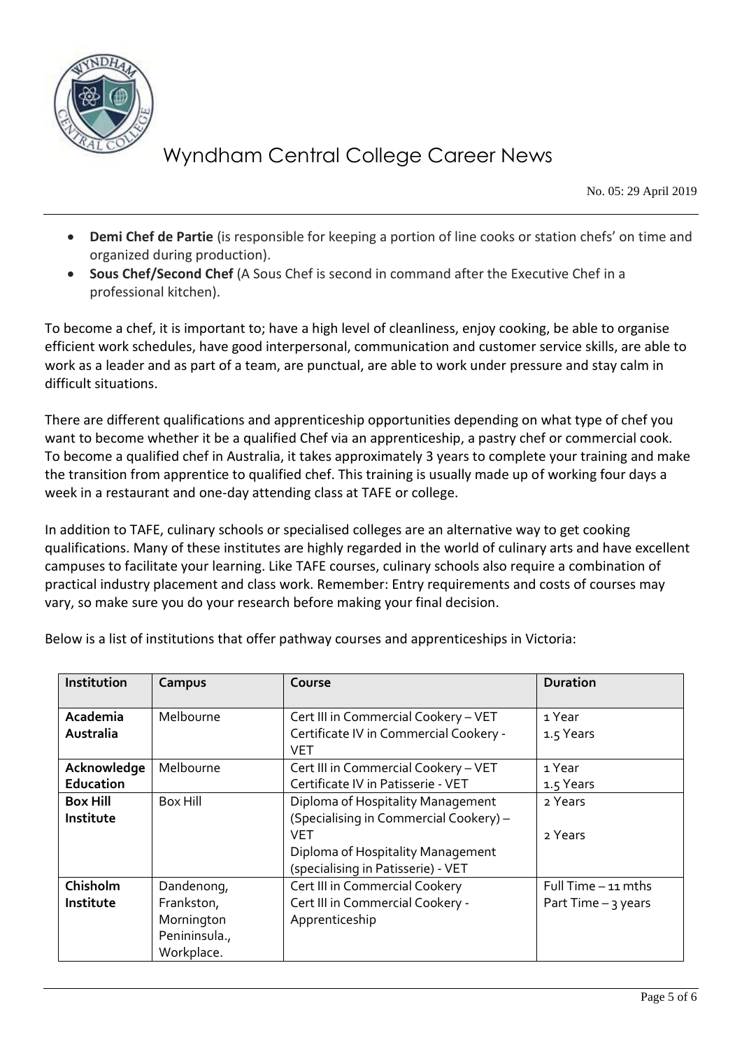- **Demi Chef de Partie** (is responsible for keeping a portion of line cooks or station chefs' on time and organized during production).
- **Sous Chef/Second Chef** (A Sous Chef is second in command after the Executive Chef in a professional kitchen).

To become a chef, it is important to; have a high level of cleanliness, enjoy cooking, be able to organise efficient work schedules, have good interpersonal, communication and customer service skills, are able to work as a leader and as part of a team, are punctual, are able to work under pressure and stay calm in difficult situations.

There are different qualifications and apprenticeship opportunities depending on what type of chef you want to become whether it be a qualified Chef via an apprenticeship, a pastry chef or commercial cook. To become a qualified chef in Australia, it takes approximately 3 years to complete your training and make the transition from apprentice to qualified chef. This training is usually made up of working four days a week in a restaurant and one-day attending class at TAFE or college.

In addition to TAFE, culinary schools or specialised colleges are an alternative way to get cooking qualifications. Many of these institutes are highly regarded in the world of culinary arts and have excellent campuses to facilitate your learning. Like TAFE courses, culinary schools also require a combination of practical industry placement and class work. Remember: Entry requirements and costs of courses may vary, so make sure you do your research before making your final decision.

Below is a list of institutions that offer pathway courses and apprenticeships in Victoria:

| Institution | Campus | Course | Duration |
|---|---|---|---|
| **Academia Australia** | Melbourne | Cert III in Commercial Cookery – VET<br>Certificate IV in Commercial Cookery - VET | 1 Year<br>1.5 Years |
| **Acknowledge Education** | Melbourne | Cert III in Commercial Cookery – VET<br>Certificate IV in Patisserie - VET | 1 Year<br>1.5 Years |
| **Box Hill Institute** | Box Hill | Diploma of Hospitality Management (Specialising in Commercial Cookery) – VET<br>Diploma of Hospitality Management (specialising in Patisserie) - VET | 2 Years<br>2 Years |
| **Chisholm Institute** | Dandenong, Frankston, Mornington Pennninsula., Workplace. | Cert III in Commercial Cookery<br>Cert III in Commercial Cookery - Apprenticeship | Full Time – 11 mths<br>Part Time – 3 years |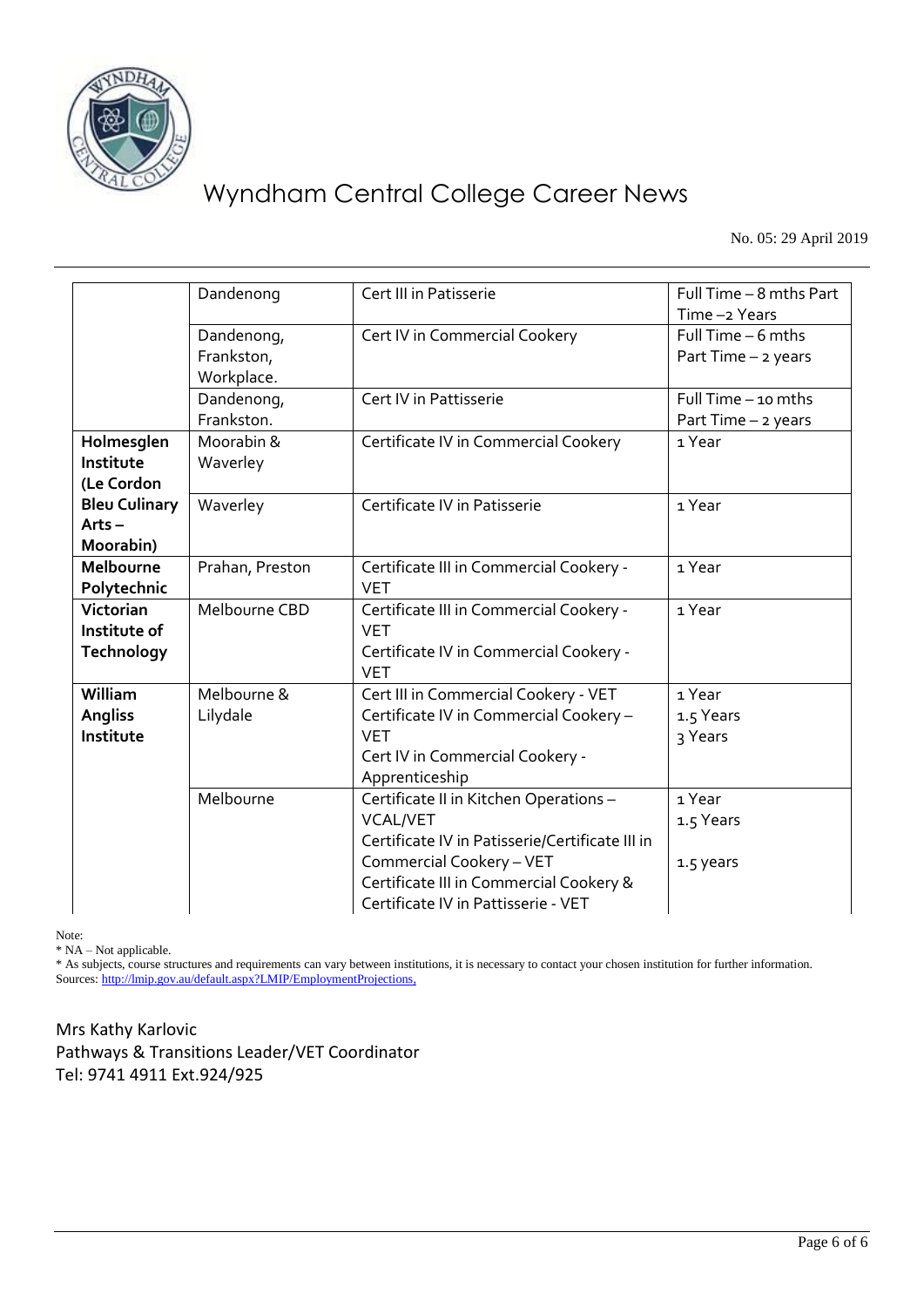| | | | |
|---|---|---|---|
| | Dandenong | Cert III in Patisserie | Full Time – 8 mths Part Time –2 Years |
| | Dandenong, Frankston, Workplace. | Cert IV in Commercial Cookery | Full Time – 6 mths Part Time – 2 years |
| | Dandenong, Frankston. | Cert IV in Pattisserie | Full Time – 10 mths Part Time – 2 years |
| **Holmesglen Institute (Le Cordon Bleu Culinary Arts – Moorabin)** | Moorabin & Waverley | Certificate IV in Commercial Cookery | 1 Year |
| | Waverley | Certificate IV in Patisserie | 1 Year |
| **Melbourne Polytechnic** | Prahan, Preston | Certificate III in Commercial Cookery - VET | 1 Year |
| **Victorian Institute of Technology** | Melbourne CBD | Certificate III in Commercial Cookery - VET<br>Certificate IV in Commercial Cookery - VET | 1 Year |
| **William Angliss Institute** | Melbourne & Lilydale | Cert III in Commercial Cookery - VET<br>Certificate IV in Commercial Cookery – VET<br>Cert IV in Commercial Cookery - Apprenticeship | 1 Year<br>1.5 Years<br>3 Years |
| | Melbourne | Certificate II in Kitchen Operations – VCAL/VET<br>Certificate IV in Patisserie/Certificate III in Commercial Cookery – VET<br>Certificate III in Commercial Cookery & Certificate IV in Pattisserie - VET | 1 Year<br>1.5 Years<br><br>1.5 years |

Note:
* NA – Not applicable.
* As subjects, course structures and requirements can vary between institutions, it is necessary to contact your chosen institution for further information.
Sources: http://lmip.gov.au/default.aspx?LMIP/EmploymentProjections,

Mrs Kathy Karlovic
Pathways & Transitions Leader/VET Coordinator
Tel: 9741 4911 Ext.924/925